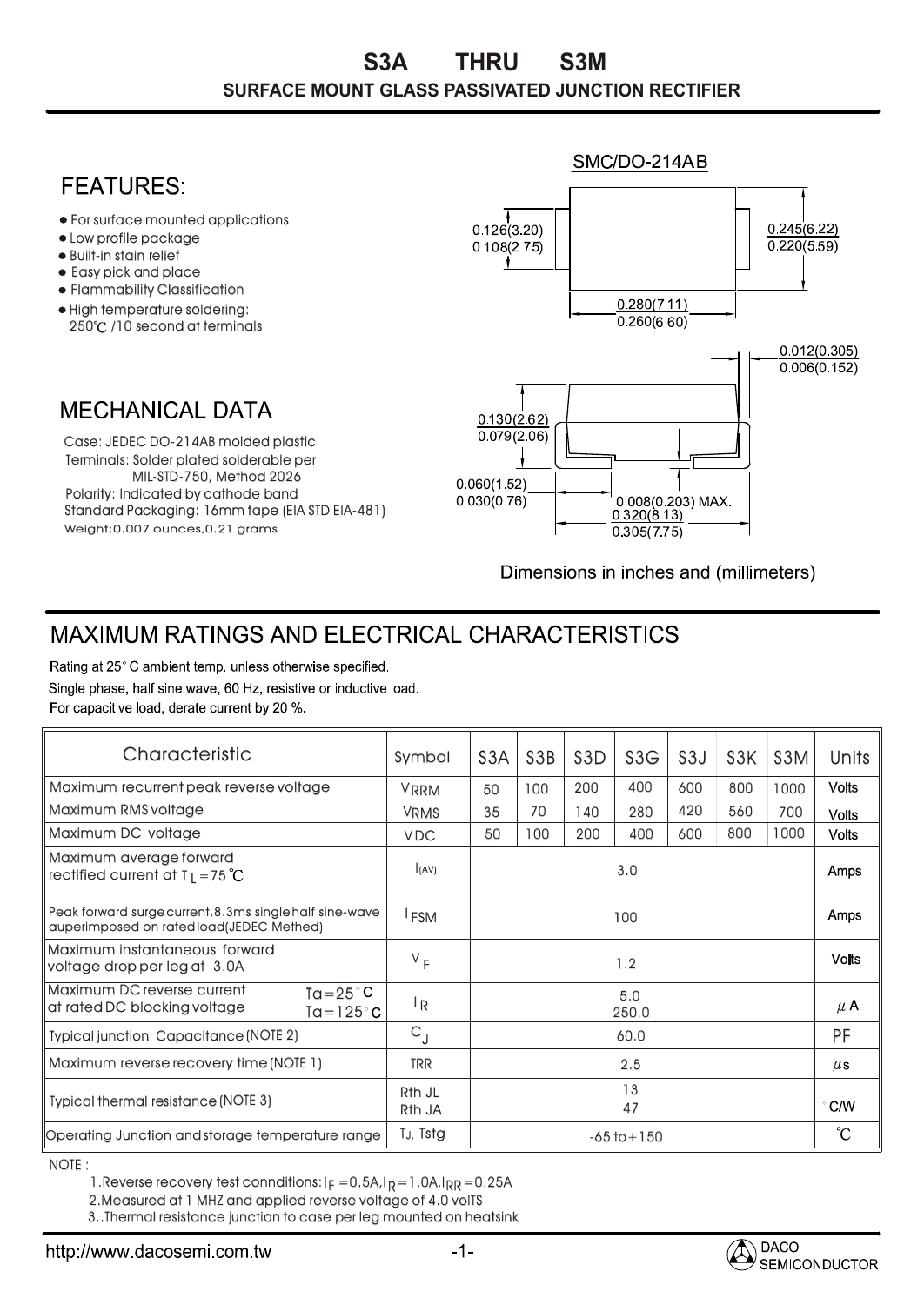# S3A THRU S3M

## SURFACE MOUNT GLASS PASSIVATED JUNCTION RECTIFIER

## FEATURES:

- For surface mounted applications
- Low profile package
- Built-in stain relief
- Easy pick and place
- Flammability Classification
- High temperature soldering: 250℃ /10 second at terminals

## MECHANICAL DATA

Case: JEDEC DO-214AB molded plastic
Terminals: Solder plated solderable per MIL-STD-750, Method 2026
Polarity: Indicated by cathode band
Standard Packaging: 16mm tape (EIA STD EIA-481)
Weight:0.007 ounces,0.21 grams

SMC/DO-214AB

0.126(3.20) / 0.108(2.75)
0.245(6.22) / 0.220(5.59)
0.280(7.11) / 0.260(6.60)
0.012(0.305) / 0.006(0.152)
0.130(2.62) / 0.079(2.06)
0.060(1.52) / 0.030(0.76)
0.008(0.203) MAX.
0.320(8.13) / 0.305(7.75)

Dimensions in inches and (millimeters)

## MAXIMUM RATINGS AND ELECTRICAL CHARACTERISTICS

Rating at 25° C ambient temp. unless otherwise specified.
Single phase, half sine wave, 60 Hz, resistive or inductive load.
For capacitive load, derate current by 20 %.

| Characteristic | Symbol | S3A | S3B | S3D | S3G | S3J | S3K | S3M | Units |
|---|---|---|---|---|---|---|---|---|---|
| Maximum recurrent peak reverse voltage | $V_{RRM}$ | 50 | 100 | 200 | 400 | 600 | 800 | 1000 | Volts |
| Maximum RMS voltage | $V_{RMS}$ | 35 | 70 | 140 | 280 | 420 | 560 | 700 | Volts |
| Maximum DC voltage | $V_{DC}$ | 50 | 100 | 200 | 400 | 600 | 800 | 1000 | Volts |
| Maximum average forward rectified current at $T_L=75$ ℃ | $I_{(AV)}$ | 3.0 | | | | | | | Amps |
| Peak forward surge current,8.3ms single half sine-wave auperimposed on rated load(JEDEC Methed) | $I_{FSM}$ | 100 | | | | | | | Amps |
| Maximum instantaneous forward voltage drop per leg at 3.0A | $V_F$ | 1.2 | | | | | | | Volts |
| Maximum DC reverse current at rated DC blocking voltage Ta=25° C / Ta=125° C | $I_R$ | 5.0 / 250.0 | | | | | | | μA |
| Typical junction Capacitance (NOTE 2) | $C_J$ | 60.0 | | | | | | | PF |
| Maximum reverse recovery time (NOTE 1) | TRR | 2.5 | | | | | | | μs |
| Typical thermal resistance (NOTE 3) | Rth JL / Rth JA | 13 / 47 | | | | | | | ° C/W |
| Operating Junction and storage temperature range | $T_J$, Tstg | -65 to +150 | | | | | | | ℃ |

NOTE :

1. Reverse recovery test connditions: $I_F=0.5A, I_R=1.0A, I_{RR}=0.25A$
2. Measured at 1 MHZ and applied reverse voltage of 4.0 volTS
3. Thermal resistance junction to case per leg mounted on heatsink

http://www.dacosemi.com.tw

DACO SEMICONDUCTOR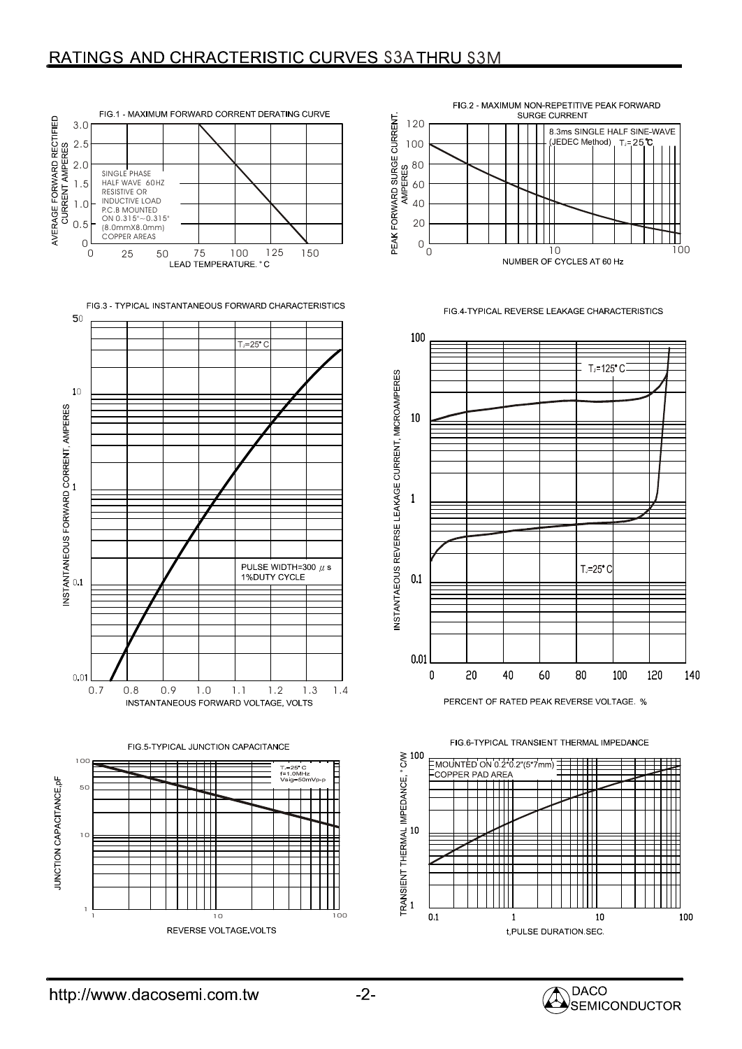# RATINGS AND CHRACTERISTIC CURVES S3A THRU S3M

FIG.1 - MAXIMUM FORWARD CORRENT DERATING CURVE

AVERAGE FORWARD RECTIFIED CURRENT AMPERES

3.0
2.5
2.0
1.5
1.0
0.5
0

SINGLE PHASE
HALF WAVE 60HZ
RESISTIVE OR
INDUCTIVE LOAD
P.C.B MOUNTED
ON 0.315"~0.315"
(8.0mmX8.0mm)
COPPER AREAS

0 25 50 75 100 125 150

LEAD TEMPERATURE. °C

FIG.2 - MAXIMUM NON-REPETITIVE PEAK FORWARD SURGE CURRENT

PEAK FORWARD SURGE CURRENT. AMPERES

120
100
80
60
40
20
0

8.3ms SINGLE HALF SINE-WAVE
(JEDEC Method) $T_J$=25℃

0 10 100

NUMBER OF CYCLES AT 60 Hz

FIG.3 - TYPICAL INSTANTANEOUS FORWARD CHARACTERISTICS

INSTANTANEOUS FORWARD CORRENT, AMPERES

50
10
1
0.1
0.01

$T_J$=25° C

PULSE WIDTH=300 $\mu$ s
1%DUTY CYCLE

0.7 0.8 0.9 1.0 1.1 1.2 1.3 1.4

INSTANTANEOUS FORWARD VOLTAGE, VOLTS

FIG.4-TYPICAL REVERSE LEAKAGE CHARACTERISTICS

INSTANTANEOUS REVERSE LEAKAGE CURRENT, MICROAMPERES

100
10
1
0.1
0.01

$T_J$=125° C

$T_J$=25° C

0 20 40 60 80 100 120 140

PERCENT OF RATED PEAK REVERSE VOLTAGE. %

FIG.5-TYPICAL JUNCTION CAPACITANCE

JUNCTION CAPACITANCE,pF

100
50
10
1

$T_J$=25° C
f=1.0MHz
Vsig=50mVp-p

1 10 100

REVERSE VOLTAGE.VOLTS

FIG.6-TYPICAL TRANSIENT THERMAL IMPEDANCE

TRANSIENT THERMAL IMPEDANCE, °C/W

100
10
1

MOUNTED ON 0.2"0.2"(5*7mm)
COPPER PAD AREA

0.1 1 10 100

t,PULSE DURATION.SEC.

http://www.dacosemi.com.tw

DACO SEMICONDUCTOR